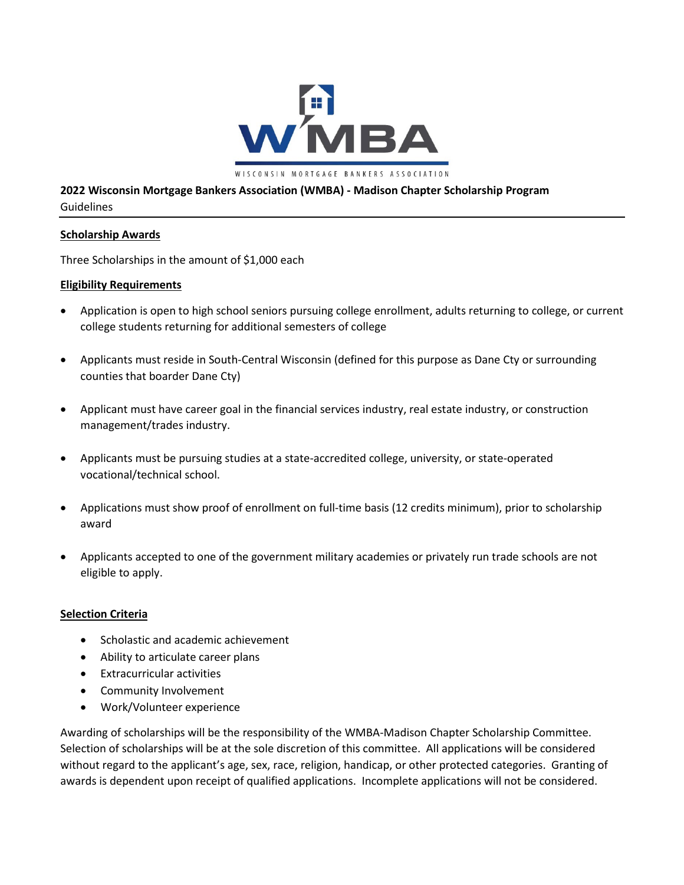WISCONSIN MORTGAGE BANKERS ASSOCIATION

**2022 Wisconsin Mortgage Bankers Association (WMBA) - Madison Chapter Scholarship Program**
Guidelines

## Scholarship Awards

Three Scholarships in the amount of $1,000 each

## Eligibility Requirements

- Application is open to high school seniors pursuing college enrollment, adults returning to college, or current college students returning for additional semesters of college
- Applicants must reside in South-Central Wisconsin (defined for this purpose as Dane Cty or surrounding counties that boarder Dane Cty)
- Applicant must have career goal in the financial services industry, real estate industry, or construction management/trades industry.
- Applicants must be pursuing studies at a state-accredited college, university, or state-operated vocational/technical school.
- Applications must show proof of enrollment on full-time basis (12 credits minimum), prior to scholarship award
- Applicants accepted to one of the government military academies or privately run trade schools are not eligible to apply.

## Selection Criteria

- Scholastic and academic achievement
- Ability to articulate career plans
- Extracurricular activities
- Community Involvement
- Work/Volunteer experience

Awarding of scholarships will be the responsibility of the WMBA-Madison Chapter Scholarship Committee. Selection of scholarships will be at the sole discretion of this committee. All applications will be considered without regard to the applicant's age, sex, race, religion, handicap, or other protected categories. Granting of awards is dependent upon receipt of qualified applications. Incomplete applications will not be considered.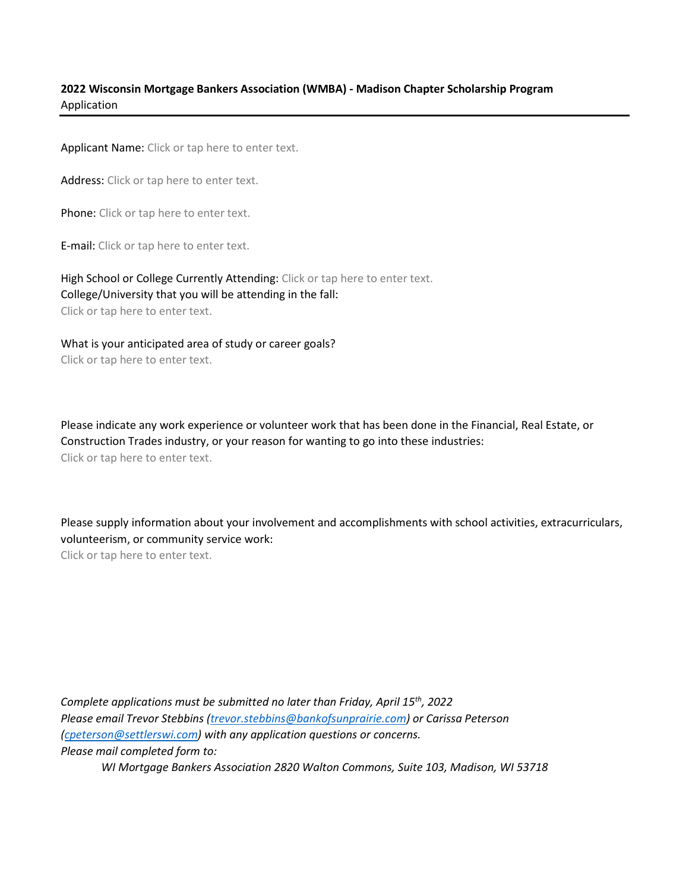**2022 Wisconsin Mortgage Bankers Association (WMBA) - Madison Chapter Scholarship Program**
Application

---

Applicant Name: Click or tap here to enter text.

Address: Click or tap here to enter text.

Phone: Click or tap here to enter text.

E-mail: Click or tap here to enter text.

High School or College Currently Attending: Click or tap here to enter text.
College/University that you will be attending in the fall:
Click or tap here to enter text.

What is your anticipated area of study or career goals?
Click or tap here to enter text.

Please indicate any work experience or volunteer work that has been done in the Financial, Real Estate, or Construction Trades industry, or your reason for wanting to go into these industries:
Click or tap here to enter text.

Please supply information about your involvement and accomplishments with school activities, extracurriculars, volunteerism, or community service work:
Click or tap here to enter text.

*Complete applications must be submitted no later than Friday, April 15th, 2022*
*Please email Trevor Stebbins (trevor.stebbins@bankofsunprairie.com) or Carissa Peterson (cpeterson@settlerswi.com) with any application questions or concerns.*
*Please mail completed form to:*

*WI Mortgage Bankers Association 2820 Walton Commons, Suite 103, Madison, WI 53718*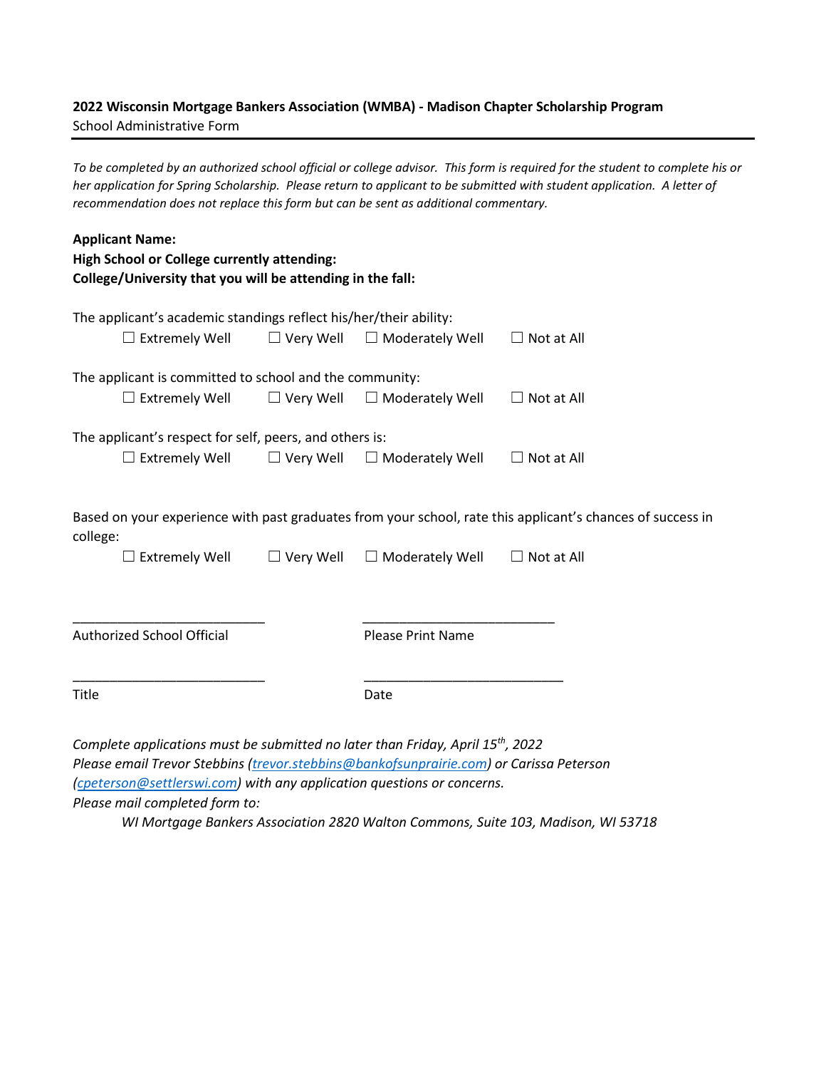**2022 Wisconsin Mortgage Bankers Association (WMBA) - Madison Chapter Scholarship Program**

School Administrative Form

---

*To be completed by an authorized school official or college advisor. This form is required for the student to complete his or her application for Spring Scholarship. Please return to applicant to be submitted with student application. A letter of recommendation does not replace this form but can be sent as additional commentary.*

**Applicant Name:**
**High School or College currently attending:**
**College/University that you will be attending in the fall:**

The applicant's academic standings reflect his/her/their ability:

☐ Extremely Well ☐ Very Well ☐ Moderately Well ☐ Not at All

The applicant is committed to school and the community:

☐ Extremely Well ☐ Very Well ☐ Moderately Well ☐ Not at All

The applicant's respect for self, peers, and others is:

☐ Extremely Well ☐ Very Well ☐ Moderately Well ☐ Not at All

Based on your experience with past graduates from your school, rate this applicant's chances of success in college:

☐ Extremely Well ☐ Very Well ☐ Moderately Well ☐ Not at All

___________________________ ___________________________
Authorized School Official Please Print Name

___________________________ ___________________________
Title Date

*Complete applications must be submitted no later than Friday, April 15th, 2022*
*Please email Trevor Stebbins (trevor.stebbins@bankofsunprairie.com) or Carissa Peterson (cpeterson@settlerswi.com) with any application questions or concerns.*
*Please mail completed form to:*

*WI Mortgage Bankers Association 2820 Walton Commons, Suite 103, Madison, WI 53718*